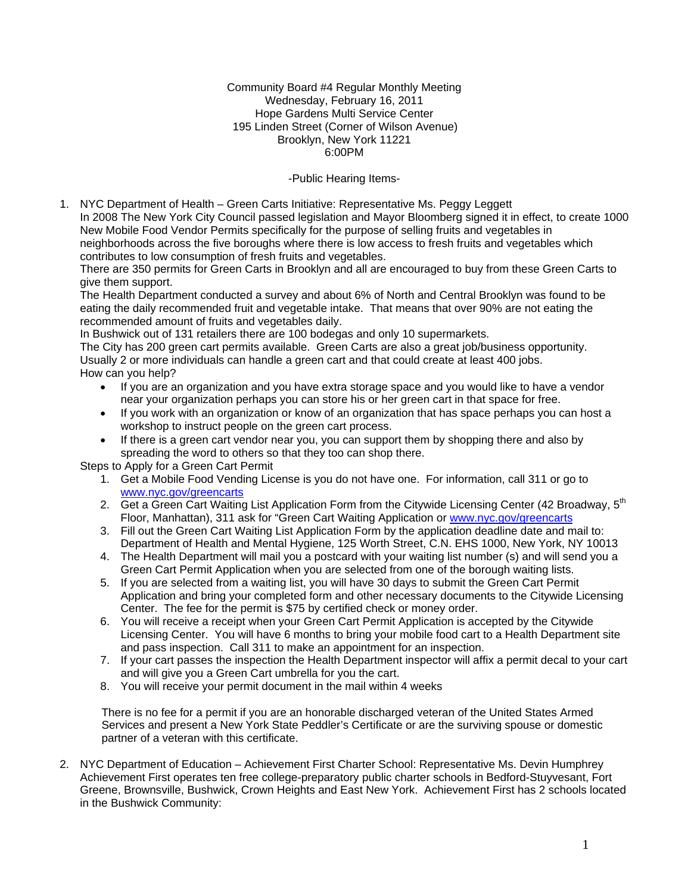Community Board #4 Regular Monthly Meeting
Wednesday, February 16, 2011
Hope Gardens Multi Service Center
195 Linden Street (Corner of Wilson Avenue)
Brooklyn, New York 11221
6:00PM

-Public Hearing Items-

1. NYC Department of Health – Green Carts Initiative: Representative Ms. Peggy Leggett
   In 2008 The New York City Council passed legislation and Mayor Bloomberg signed it in effect, to create 1000 New Mobile Food Vendor Permits specifically for the purpose of selling fruits and vegetables in neighborhoods across the five boroughs where there is low access to fresh fruits and vegetables which contributes to low consumption of fresh fruits and vegetables.
   There are 350 permits for Green Carts in Brooklyn and all are encouraged to buy from these Green Carts to give them support.
   The Health Department conducted a survey and about 6% of North and Central Brooklyn was found to be eating the daily recommended fruit and vegetable intake. That means that over 90% are not eating the recommended amount of fruits and vegetables daily.
   In Bushwick out of 131 retailers there are 100 bodegas and only 10 supermarkets.
   The City has 200 green cart permits available. Green Carts are also a great job/business opportunity. Usually 2 or more individuals can handle a green cart and that could create at least 400 jobs.
   How can you help?
   - If you are an organization and you have extra storage space and you would like to have a vendor near your organization perhaps you can store his or her green cart in that space for free.
   - If you work with an organization or know of an organization that has space perhaps you can host a workshop to instruct people on the green cart process.
   - If there is a green cart vendor near you, you can support them by shopping there and also by spreading the word to others so that they too can shop there.

   Steps to Apply for a Green Cart Permit
   1. Get a Mobile Food Vending License is you do not have one. For information, call 311 or go to www.nyc.gov/greencarts
   2. Get a Green Cart Waiting List Application Form from the Citywide Licensing Center (42 Broadway, 5th Floor, Manhattan), 311 ask for "Green Cart Waiting Application or www.nyc.gov/greencarts
   3. Fill out the Green Cart Waiting List Application Form by the application deadline date and mail to: Department of Health and Mental Hygiene, 125 Worth Street, C.N. EHS 1000, New York, NY 10013
   4. The Health Department will mail you a postcard with your waiting list number (s) and will send you a Green Cart Permit Application when you are selected from one of the borough waiting lists.
   5. If you are selected from a waiting list, you will have 30 days to submit the Green Cart Permit Application and bring your completed form and other necessary documents to the Citywide Licensing Center. The fee for the permit is $75 by certified check or money order.
   6. You will receive a receipt when your Green Cart Permit Application is accepted by the Citywide Licensing Center. You will have 6 months to bring your mobile food cart to a Health Department site and pass inspection. Call 311 to make an appointment for an inspection.
   7. If your cart passes the inspection the Health Department inspector will affix a permit decal to your cart and will give you a Green Cart umbrella for you the cart.
   8. You will receive your permit document in the mail within 4 weeks

   There is no fee for a permit if you are an honorable discharged veteran of the United States Armed Services and present a New York State Peddler's Certificate or are the surviving spouse or domestic partner of a veteran with this certificate.

2. NYC Department of Education – Achievement First Charter School: Representative Ms. Devin Humphrey
   Achievement First operates ten free college-preparatory public charter schools in Bedford-Stuyvesant, Fort Greene, Brownsville, Bushwick, Crown Heights and East New York. Achievement First has 2 schools located in the Bushwick Community: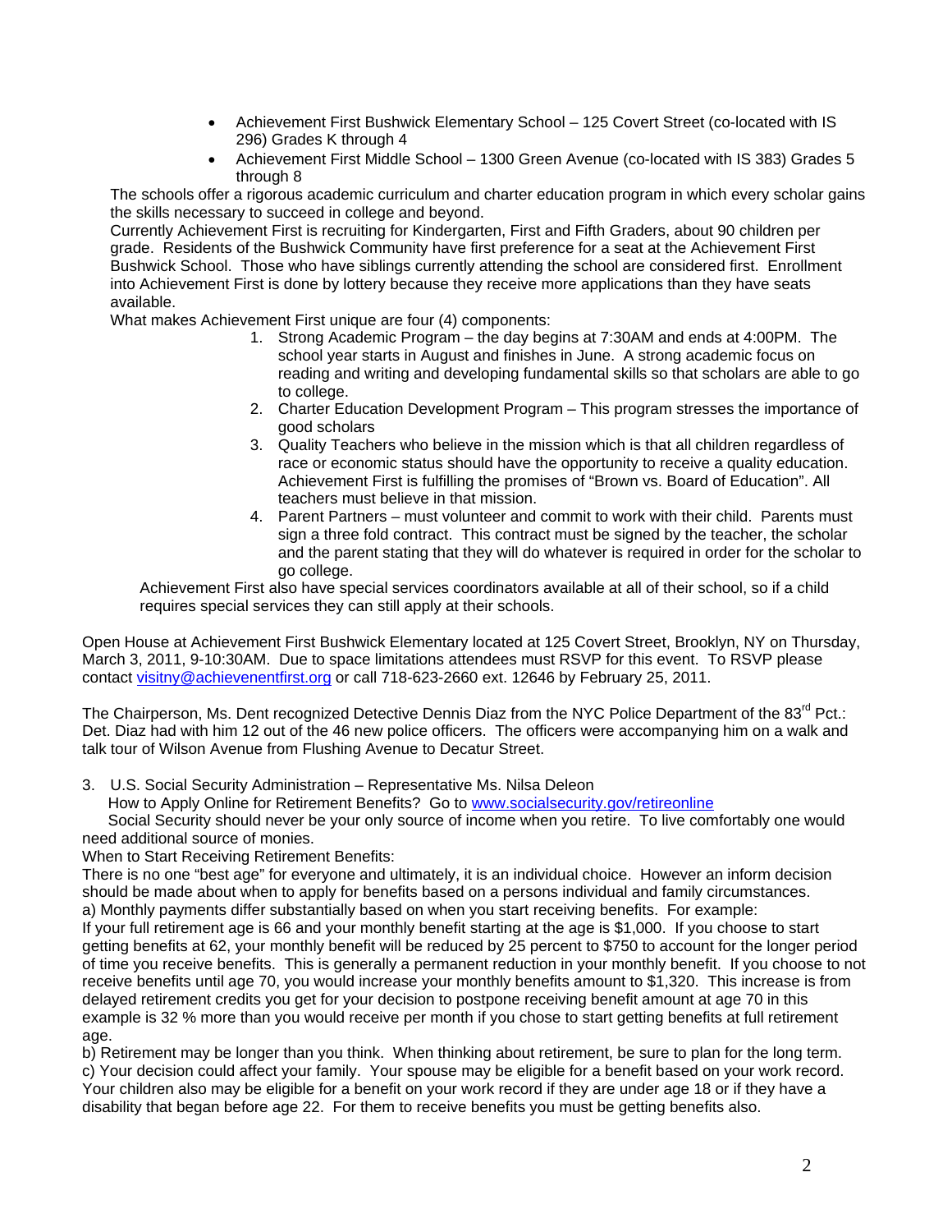- Achievement First Bushwick Elementary School – 125 Covert Street (co-located with IS 296) Grades K through 4
- Achievement First Middle School – 1300 Green Avenue (co-located with IS 383) Grades 5 through 8

The schools offer a rigorous academic curriculum and charter education program in which every scholar gains the skills necessary to succeed in college and beyond.

Currently Achievement First is recruiting for Kindergarten, First and Fifth Graders, about 90 children per grade. Residents of the Bushwick Community have first preference for a seat at the Achievement First Bushwick School. Those who have siblings currently attending the school are considered first. Enrollment into Achievement First is done by lottery because they receive more applications than they have seats available.

What makes Achievement First unique are four (4) components:

1. Strong Academic Program – the day begins at 7:30AM and ends at 4:00PM. The school year starts in August and finishes in June. A strong academic focus on reading and writing and developing fundamental skills so that scholars are able to go to college.
2. Charter Education Development Program – This program stresses the importance of good scholars
3. Quality Teachers who believe in the mission which is that all children regardless of race or economic status should have the opportunity to receive a quality education. Achievement First is fulfilling the promises of "Brown vs. Board of Education". All teachers must believe in that mission.
4. Parent Partners – must volunteer and commit to work with their child. Parents must sign a three fold contract. This contract must be signed by the teacher, the scholar and the parent stating that they will do whatever is required in order for the scholar to go college.

Achievement First also have special services coordinators available at all of their school, so if a child requires special services they can still apply at their schools.

Open House at Achievement First Bushwick Elementary located at 125 Covert Street, Brooklyn, NY on Thursday, March 3, 2011, 9-10:30AM. Due to space limitations attendees must RSVP for this event. To RSVP please contact visitny@achievenentfirst.org or call 718-623-2660 ext. 12646 by February 25, 2011.

The Chairperson, Ms. Dent recognized Detective Dennis Diaz from the NYC Police Department of the 83rd Pct.: Det. Diaz had with him 12 out of the 46 new police officers. The officers were accompanying him on a walk and talk tour of Wilson Avenue from Flushing Avenue to Decatur Street.

3. U.S. Social Security Administration – Representative Ms. Nilsa Deleon
   How to Apply Online for Retirement Benefits? Go to www.socialsecurity.gov/retireonline
   Social Security should never be your only source of income when you retire. To live comfortably one would need additional source of monies.

When to Start Receiving Retirement Benefits:

There is no one "best age" for everyone and ultimately, it is an individual choice. However an inform decision should be made about when to apply for benefits based on a persons individual and family circumstances.

a) Monthly payments differ substantially based on when you start receiving benefits. For example:
If your full retirement age is 66 and your monthly benefit starting at the age is $1,000. If you choose to start getting benefits at 62, your monthly benefit will be reduced by 25 percent to $750 to account for the longer period of time you receive benefits. This is generally a permanent reduction in your monthly benefit. If you choose to not receive benefits until age 70, you would increase your monthly benefits amount to $1,320. This increase is from delayed retirement credits you get for your decision to postpone receiving benefit amount at age 70 in this example is 32 % more than you would receive per month if you chose to start getting benefits at full retirement age.

b) Retirement may be longer than you think. When thinking about retirement, be sure to plan for the long term.

c) Your decision could affect your family. Your spouse may be eligible for a benefit based on your work record. Your children also may be eligible for a benefit on your work record if they are under age 18 or if they have a disability that began before age 22. For them to receive benefits you must be getting benefits also.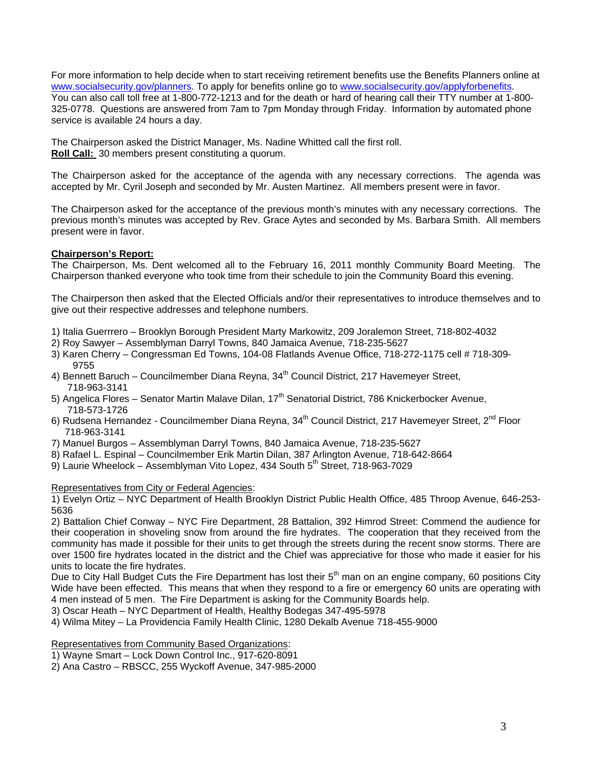For more information to help decide when to start receiving retirement benefits use the Benefits Planners online at www.socialsecurity.gov/planners. To apply for benefits online go to www.socialsecurity.gov/applyforbenefits. You can also call toll free at 1-800-772-1213 and for the death or hard of hearing call their TTY number at 1-800-325-0778. Questions are answered from 7am to 7pm Monday through Friday. Information by automated phone service is available 24 hours a day.

The Chairperson asked the District Manager, Ms. Nadine Whitted call the first roll.
**Roll Call:** 30 members present constituting a quorum.

The Chairperson asked for the acceptance of the agenda with any necessary corrections. The agenda was accepted by Mr. Cyril Joseph and seconded by Mr. Austen Martinez. All members present were in favor.

The Chairperson asked for the acceptance of the previous month's minutes with any necessary corrections. The previous month's minutes was accepted by Rev. Grace Aytes and seconded by Ms. Barbara Smith. All members present were in favor.

**Chairperson's Report:**
The Chairperson, Ms. Dent welcomed all to the February 16, 2011 monthly Community Board Meeting. The Chairperson thanked everyone who took time from their schedule to join the Community Board this evening.

The Chairperson then asked that the Elected Officials and/or their representatives to introduce themselves and to give out their respective addresses and telephone numbers.

1) Italia Guerrrero – Brooklyn Borough President Marty Markowitz, 209 Joralemon Street, 718-802-4032
2) Roy Sawyer – Assemblyman Darryl Towns, 840 Jamaica Avenue, 718-235-5627
3) Karen Cherry – Congressman Ed Towns, 104-08 Flatlands Avenue Office, 718-272-1175 cell # 718-309-9755
4) Bennett Baruch – Councilmember Diana Reyna, 34th Council District, 217 Havemeyer Street, 718-963-3141
5) Angelica Flores – Senator Martin Malave Dilan, 17th Senatorial District, 786 Knickerbocker Avenue, 718-573-1726
6) Rudsena Hernandez - Councilmember Diana Reyna, 34th Council District, 217 Havemeyer Street, 2nd Floor 718-963-3141
7) Manuel Burgos – Assemblyman Darryl Towns, 840 Jamaica Avenue, 718-235-5627
8) Rafael L. Espinal – Councilmember Erik Martin Dilan, 387 Arlington Avenue, 718-642-8664
9) Laurie Wheelock – Assemblyman Vito Lopez, 434 South 5th Street, 718-963-7029

Representatives from City or Federal Agencies:
1) Evelyn Ortiz – NYC Department of Health Brooklyn District Public Health Office, 485 Throop Avenue, 646-253-5636
2) Battalion Chief Conway – NYC Fire Department, 28 Battalion, 392 Himrod Street: Commend the audience for their cooperation in shoveling snow from around the fire hydrates. The cooperation that they received from the community has made it possible for their units to get through the streets during the recent snow storms. There are over 1500 fire hydrates located in the district and the Chief was appreciative for those who made it easier for his units to locate the fire hydrates.
Due to City Hall Budget Cuts the Fire Department has lost their 5th man on an engine company, 60 positions City Wide have been effected. This means that when they respond to a fire or emergency 60 units are operating with 4 men instead of 5 men. The Fire Department is asking for the Community Boards help.
3) Oscar Heath – NYC Department of Health, Healthy Bodegas 347-495-5978
4) Wilma Mitey – La Providencia Family Health Clinic, 1280 Dekalb Avenue 718-455-9000

Representatives from Community Based Organizations:
1) Wayne Smart – Lock Down Control Inc., 917-620-8091
2) Ana Castro – RBSCC, 255 Wyckoff Avenue, 347-985-2000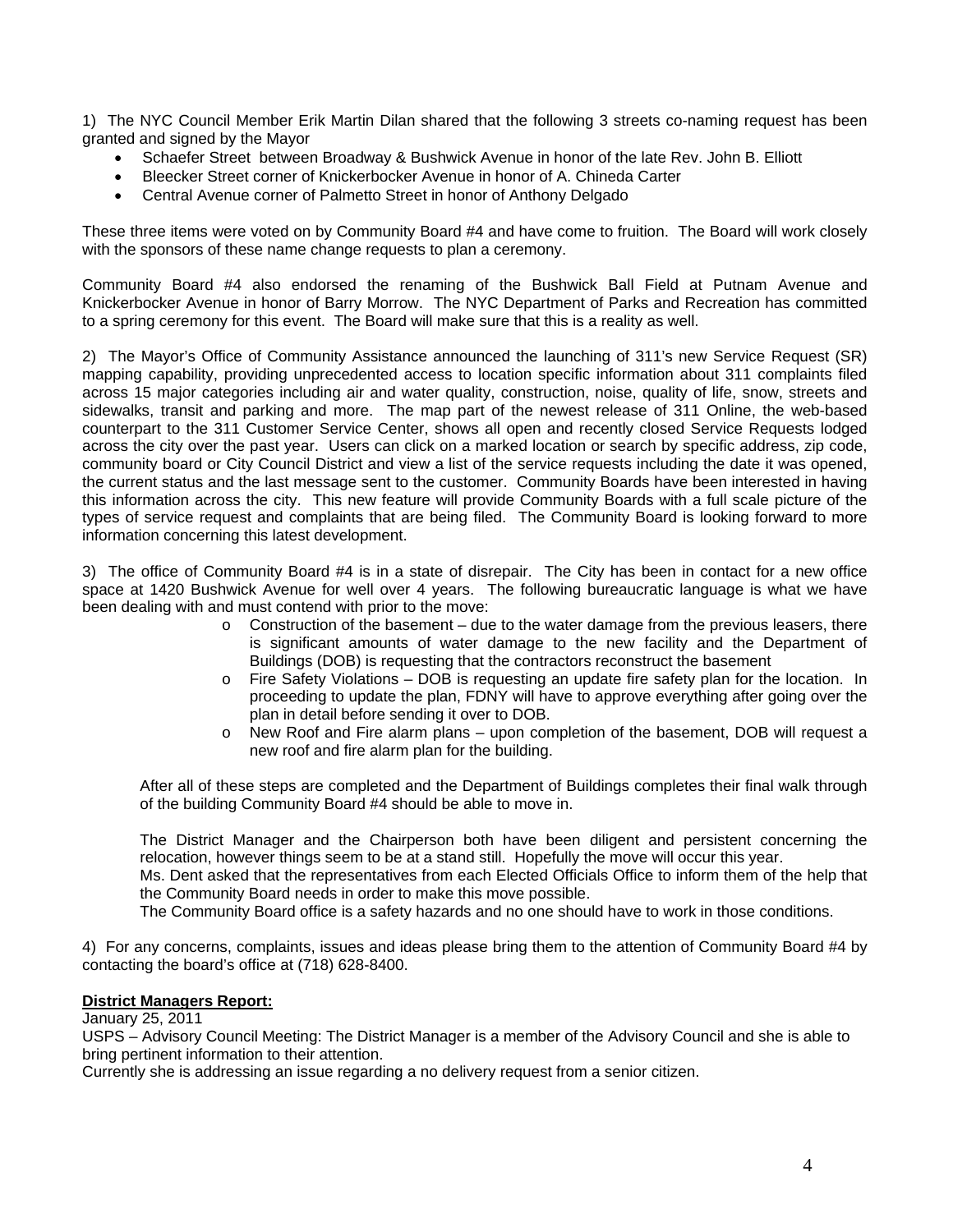1) The NYC Council Member Erik Martin Dilan shared that the following 3 streets co-naming request has been granted and signed by the Mayor

- Schaefer Street between Broadway & Bushwick Avenue in honor of the late Rev. John B. Elliott
- Bleecker Street corner of Knickerbocker Avenue in honor of A. Chineda Carter
- Central Avenue corner of Palmetto Street in honor of Anthony Delgado

These three items were voted on by Community Board #4 and have come to fruition. The Board will work closely with the sponsors of these name change requests to plan a ceremony.

Community Board #4 also endorsed the renaming of the Bushwick Ball Field at Putnam Avenue and Knickerbocker Avenue in honor of Barry Morrow. The NYC Department of Parks and Recreation has committed to a spring ceremony for this event. The Board will make sure that this is a reality as well.

2) The Mayor's Office of Community Assistance announced the launching of 311's new Service Request (SR) mapping capability, providing unprecedented access to location specific information about 311 complaints filed across 15 major categories including air and water quality, construction, noise, quality of life, snow, streets and sidewalks, transit and parking and more. The map part of the newest release of 311 Online, the web-based counterpart to the 311 Customer Service Center, shows all open and recently closed Service Requests lodged across the city over the past year. Users can click on a marked location or search by specific address, zip code, community board or City Council District and view a list of the service requests including the date it was opened, the current status and the last message sent to the customer. Community Boards have been interested in having this information across the city. This new feature will provide Community Boards with a full scale picture of the types of service request and complaints that are being filed. The Community Board is looking forward to more information concerning this latest development.

3) The office of Community Board #4 is in a state of disrepair. The City has been in contact for a new office space at 1420 Bushwick Avenue for well over 4 years. The following bureaucratic language is what we have been dealing with and must contend with prior to the move:

- Construction of the basement – due to the water damage from the previous leasers, there is significant amounts of water damage to the new facility and the Department of Buildings (DOB) is requesting that the contractors reconstruct the basement
- Fire Safety Violations – DOB is requesting an update fire safety plan for the location. In proceeding to update the plan, FDNY will have to approve everything after going over the plan in detail before sending it over to DOB.
- New Roof and Fire alarm plans – upon completion of the basement, DOB will request a new roof and fire alarm plan for the building.

After all of these steps are completed and the Department of Buildings completes their final walk through of the building Community Board #4 should be able to move in.

The District Manager and the Chairperson both have been diligent and persistent concerning the relocation, however things seem to be at a stand still. Hopefully the move will occur this year.
Ms. Dent asked that the representatives from each Elected Officials Office to inform them of the help that the Community Board needs in order to make this move possible.
The Community Board office is a safety hazards and no one should have to work in those conditions.

4) For any concerns, complaints, issues and ideas please bring them to the attention of Community Board #4 by contacting the board's office at (718) 628-8400.

**District Managers Report:**

January 25, 2011
USPS – Advisory Council Meeting: The District Manager is a member of the Advisory Council and she is able to bring pertinent information to their attention.
Currently she is addressing an issue regarding a no delivery request from a senior citizen.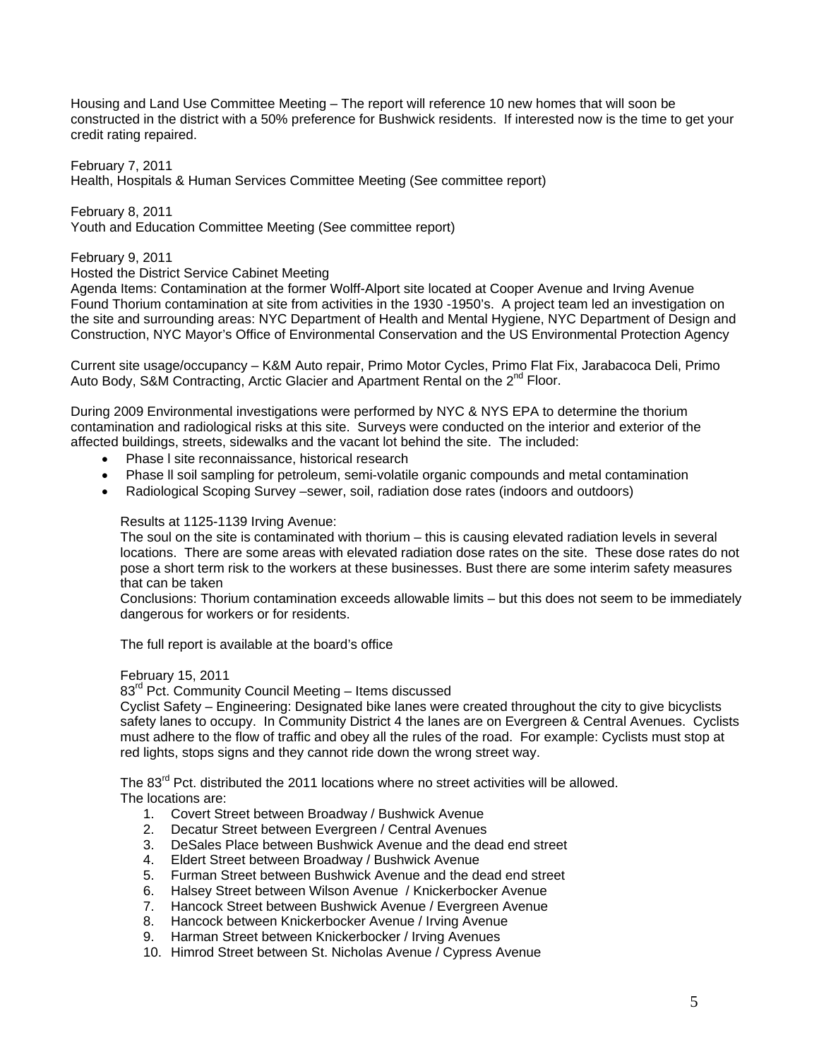Housing and Land Use Committee Meeting – The report will reference 10 new homes that will soon be constructed in the district with a 50% preference for Bushwick residents. If interested now is the time to get your credit rating repaired.

February 7, 2011
Health, Hospitals & Human Services Committee Meeting (See committee report)

February 8, 2011
Youth and Education Committee Meeting (See committee report)

February 9, 2011
Hosted the District Service Cabinet Meeting
Agenda Items: Contamination at the former Wolff-Alport site located at Cooper Avenue and Irving Avenue
Found Thorium contamination at site from activities in the 1930 -1950's. A project team led an investigation on the site and surrounding areas: NYC Department of Health and Mental Hygiene, NYC Department of Design and Construction, NYC Mayor's Office of Environmental Conservation and the US Environmental Protection Agency

Current site usage/occupancy – K&M Auto repair, Primo Motor Cycles, Primo Flat Fix, Jarabacoca Deli, Primo Auto Body, S&M Contracting, Arctic Glacier and Apartment Rental on the 2nd Floor.

During 2009 Environmental investigations were performed by NYC & NYS EPA to determine the thorium contamination and radiological risks at this site. Surveys were conducted on the interior and exterior of the affected buildings, streets, sidewalks and the vacant lot behind the site. The included:

- Phase l site reconnaissance, historical research
- Phase ll soil sampling for petroleum, semi-volatile organic compounds and metal contamination
- Radiological Scoping Survey –sewer, soil, radiation dose rates (indoors and outdoors)

Results at 1125-1139 Irving Avenue:
The soul on the site is contaminated with thorium – this is causing elevated radiation levels in several locations. There are some areas with elevated radiation dose rates on the site. These dose rates do not pose a short term risk to the workers at these businesses. Bust there are some interim safety measures that can be taken
Conclusions: Thorium contamination exceeds allowable limits – but this does not seem to be immediately dangerous for workers or for residents.

The full report is available at the board's office

February 15, 2011
83rd Pct. Community Council Meeting – Items discussed
Cyclist Safety – Engineering: Designated bike lanes were created throughout the city to give bicyclists safety lanes to occupy. In Community District 4 the lanes are on Evergreen & Central Avenues. Cyclists must adhere to the flow of traffic and obey all the rules of the road. For example: Cyclists must stop at red lights, stops signs and they cannot ride down the wrong street way.

The 83rd Pct. distributed the 2011 locations where no street activities will be allowed.
The locations are:

1. Covert Street between Broadway / Bushwick Avenue
2. Decatur Street between Evergreen / Central Avenues
3. DeSales Place between Bushwick Avenue and the dead end street
4. Eldert Street between Broadway / Bushwick Avenue
5. Furman Street between Bushwick Avenue and the dead end street
6. Halsey Street between Wilson Avenue / Knickerbocker Avenue
7. Hancock Street between Bushwick Avenue / Evergreen Avenue
8. Hancock between Knickerbocker Avenue / Irving Avenue
9. Harman Street between Knickerbocker / Irving Avenues
10. Himrod Street between St. Nicholas Avenue / Cypress Avenue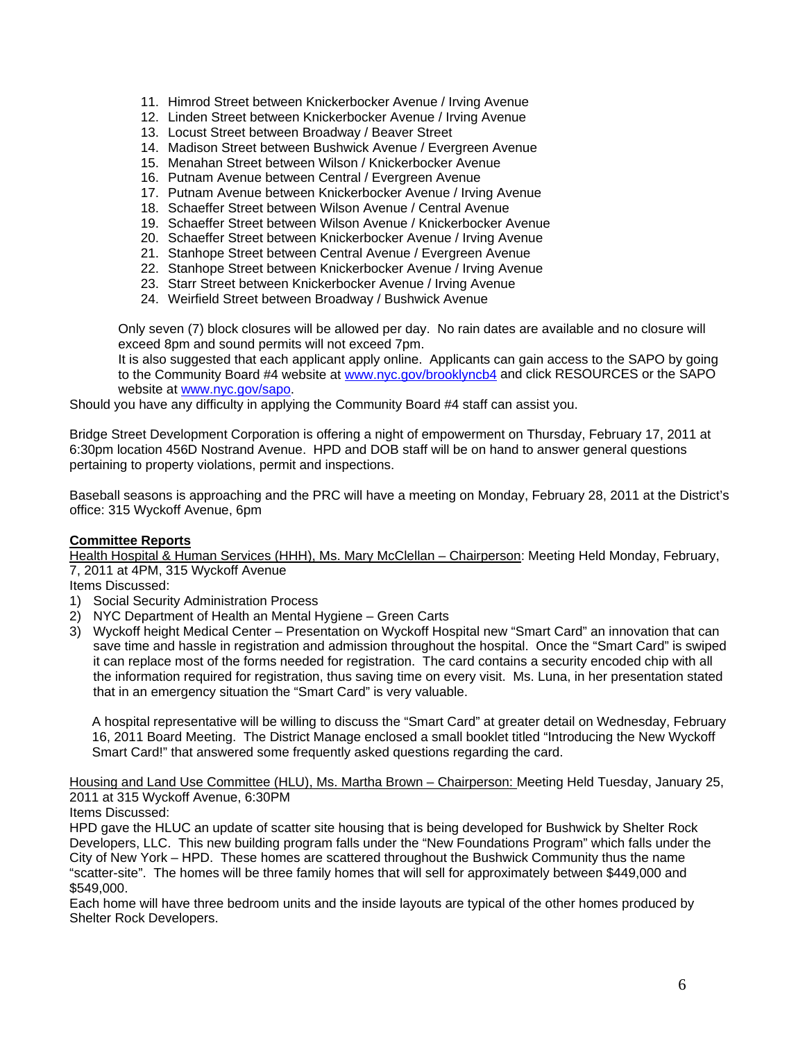11. Himrod Street between Knickerbocker Avenue / Irving Avenue
12. Linden Street between Knickerbocker Avenue / Irving Avenue
13. Locust Street between Broadway / Beaver Street
14. Madison Street between Bushwick Avenue / Evergreen Avenue
15. Menahan Street between Wilson / Knickerbocker Avenue
16. Putnam Avenue between Central / Evergreen Avenue
17. Putnam Avenue between Knickerbocker Avenue / Irving Avenue
18. Schaeffer Street between Wilson Avenue / Central Avenue
19. Schaeffer Street between Wilson Avenue / Knickerbocker Avenue
20. Schaeffer Street between Knickerbocker Avenue / Irving Avenue
21. Stanhope Street between Central Avenue / Evergreen Avenue
22. Stanhope Street between Knickerbocker Avenue / Irving Avenue
23. Starr Street between Knickerbocker Avenue / Irving Avenue
24. Weirfield Street between Broadway / Bushwick Avenue

Only seven (7) block closures will be allowed per day. No rain dates are available and no closure will exceed 8pm and sound permits will not exceed 7pm.
It is also suggested that each applicant apply online. Applicants can gain access to the SAPO by going to the Community Board #4 website at www.nyc.gov/brooklyncb4 and click RESOURCES or the SAPO website at www.nyc.gov/sapo.

Should you have any difficulty in applying the Community Board #4 staff can assist you.

Bridge Street Development Corporation is offering a night of empowerment on Thursday, February 17, 2011 at 6:30pm location 456D Nostrand Avenue. HPD and DOB staff will be on hand to answer general questions pertaining to property violations, permit and inspections.

Baseball seasons is approaching and the PRC will have a meeting on Monday, February 28, 2011 at the District's office: 315 Wyckoff Avenue, 6pm

**Committee Reports**

Health Hospital & Human Services (HHH), Ms. Mary McClellan – Chairperson: Meeting Held Monday, February, 7, 2011 at 4PM, 315 Wyckoff Avenue

Items Discussed:

1) Social Security Administration Process
2) NYC Department of Health an Mental Hygiene – Green Carts
3) Wyckoff height Medical Center – Presentation on Wyckoff Hospital new "Smart Card" an innovation that can save time and hassle in registration and admission throughout the hospital. Once the "Smart Card" is swiped it can replace most of the forms needed for registration. The card contains a security encoded chip with all the information required for registration, thus saving time on every visit. Ms. Luna, in her presentation stated that in an emergency situation the "Smart Card" is very valuable.

   A hospital representative will be willing to discuss the "Smart Card" at greater detail on Wednesday, February 16, 2011 Board Meeting. The District Manage enclosed a small booklet titled "Introducing the New Wyckoff Smart Card!" that answered some frequently asked questions regarding the card.

Housing and Land Use Committee (HLU), Ms. Martha Brown – Chairperson: Meeting Held Tuesday, January 25, 2011 at 315 Wyckoff Avenue, 6:30PM

Items Discussed:

HPD gave the HLUC an update of scatter site housing that is being developed for Bushwick by Shelter Rock Developers, LLC. This new building program falls under the "New Foundations Program" which falls under the City of New York – HPD. These homes are scattered throughout the Bushwick Community thus the name "scatter-site". The homes will be three family homes that will sell for approximately between $449,000 and $549,000.

Each home will have three bedroom units and the inside layouts are typical of the other homes produced by Shelter Rock Developers.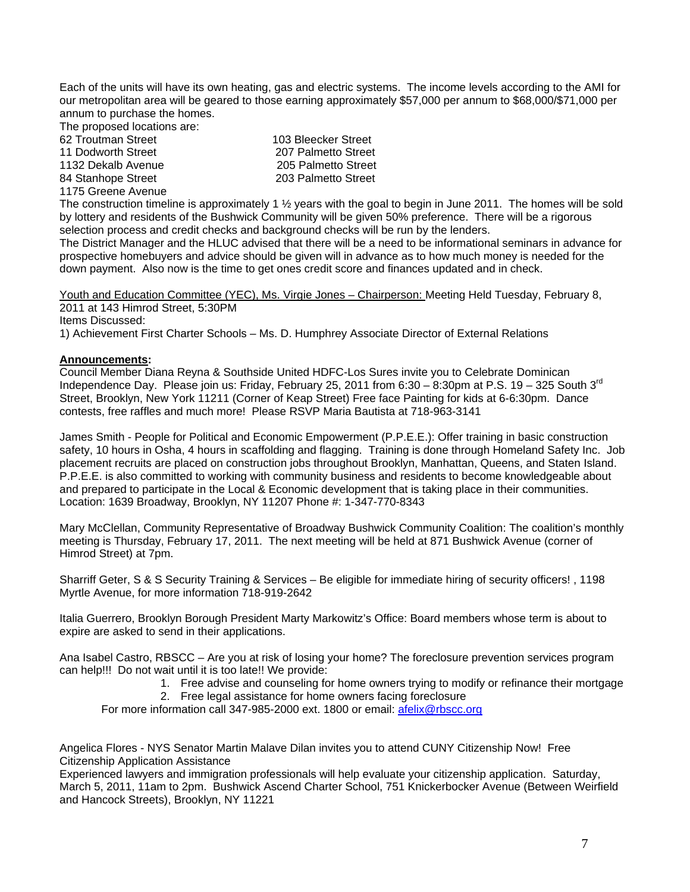Each of the units will have its own heating, gas and electric systems. The income levels according to the AMI for our metropolitan area will be geared to those earning approximately $57,000 per annum to $68,000/$71,000 per annum to purchase the homes.

The proposed locations are:

| | |
|---|---|
| 62 Troutman Street | 103 Bleecker Street |
| 11 Dodworth Street | 207 Palmetto Street |
| 1132 Dekalb Avenue | 205 Palmetto Street |
| 84 Stanhope Street | 203 Palmetto Street |
| 1175 Greene Avenue | |

The construction timeline is approximately 1 ½ years with the goal to begin in June 2011. The homes will be sold by lottery and residents of the Bushwick Community will be given 50% preference. There will be a rigorous selection process and credit checks and background checks will be run by the lenders.

The District Manager and the HLUC advised that there will be a need to be informational seminars in advance for prospective homebuyers and advice should be given will in advance as to how much money is needed for the down payment. Also now is the time to get ones credit score and finances updated and in check.

Youth and Education Committee (YEC), Ms. Virgie Jones – Chairperson: Meeting Held Tuesday, February 8, 2011 at 143 Himrod Street, 5:30PM

Items Discussed:

1) Achievement First Charter Schools – Ms. D. Humphrey Associate Director of External Relations

**Announcements:**

Council Member Diana Reyna & Southside United HDFC-Los Sures invite you to Celebrate Dominican Independence Day. Please join us: Friday, February 25, 2011 from 6:30 – 8:30pm at P.S. 19 – 325 South 3rd Street, Brooklyn, New York 11211 (Corner of Keap Street) Free face Painting for kids at 6-6:30pm. Dance contests, free raffles and much more! Please RSVP Maria Bautista at 718-963-3141

James Smith - People for Political and Economic Empowerment (P.P.E.E.): Offer training in basic construction safety, 10 hours in Osha, 4 hours in scaffolding and flagging. Training is done through Homeland Safety Inc. Job placement recruits are placed on construction jobs throughout Brooklyn, Manhattan, Queens, and Staten Island. P.P.E.E. is also committed to working with community business and residents to become knowledgeable about and prepared to participate in the Local & Economic development that is taking place in their communities. Location: 1639 Broadway, Brooklyn, NY 11207 Phone #: 1-347-770-8343

Mary McClellan, Community Representative of Broadway Bushwick Community Coalition: The coalition's monthly meeting is Thursday, February 17, 2011. The next meeting will be held at 871 Bushwick Avenue (corner of Himrod Street) at 7pm.

Sharriff Geter, S & S Security Training & Services – Be eligible for immediate hiring of security officers! , 1198 Myrtle Avenue, for more information 718-919-2642

Italia Guerrero, Brooklyn Borough President Marty Markowitz's Office: Board members whose term is about to expire are asked to send in their applications.

Ana Isabel Castro, RBSCC – Are you at risk of losing your home? The foreclosure prevention services program can help!!! Do not wait until it is too late!! We provide:

1. Free advise and counseling for home owners trying to modify or refinance their mortgage
2. Free legal assistance for home owners facing foreclosure

For more information call 347-985-2000 ext. 1800 or email: afelix@rbscc.org

Angelica Flores - NYS Senator Martin Malave Dilan invites you to attend CUNY Citizenship Now! Free Citizenship Application Assistance

Experienced lawyers and immigration professionals will help evaluate your citizenship application. Saturday, March 5, 2011, 11am to 2pm. Bushwick Ascend Charter School, 751 Knickerbocker Avenue (Between Weirfield and Hancock Streets), Brooklyn, NY 11221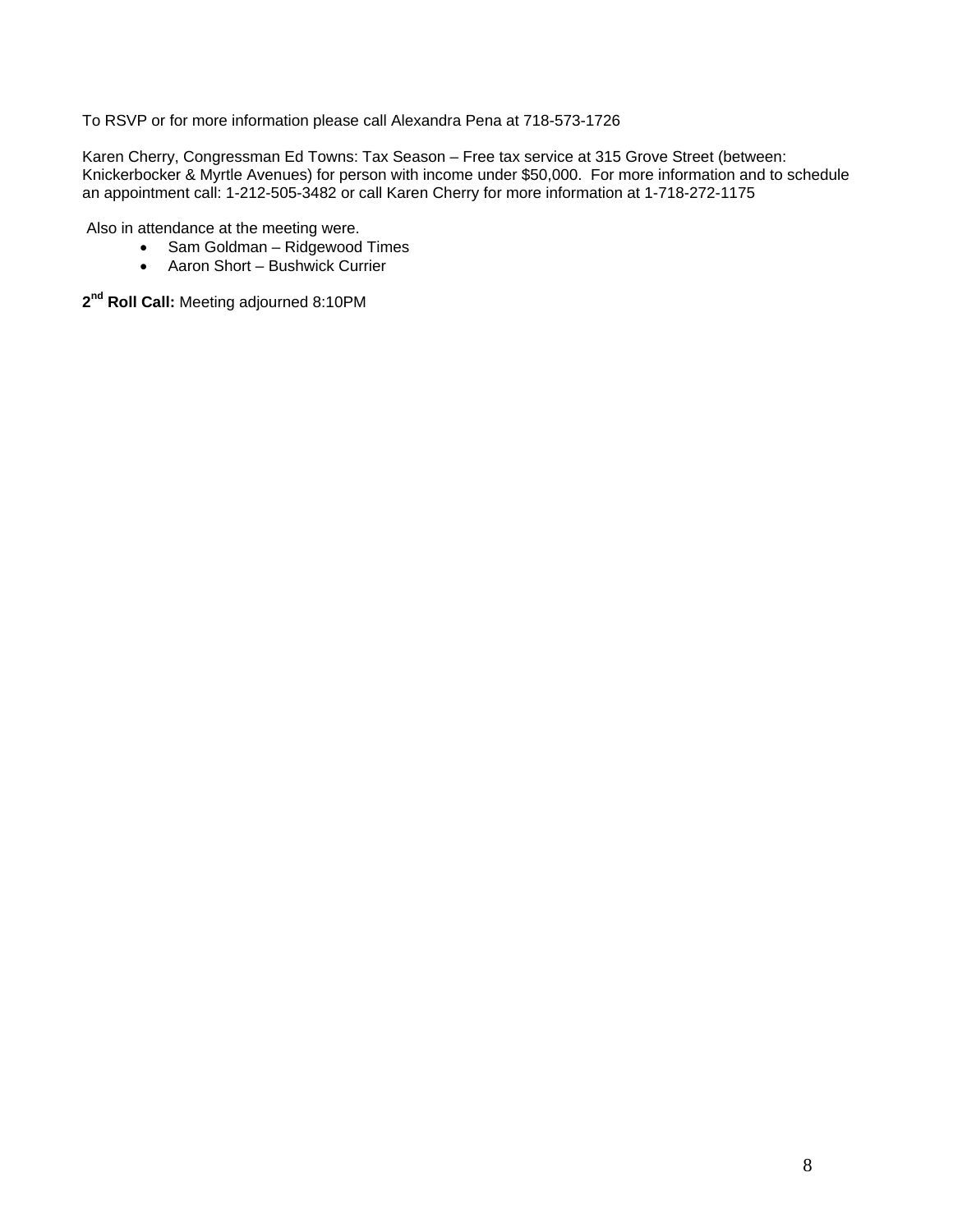To RSVP or for more information please call Alexandra Pena at 718-573-1726

Karen Cherry, Congressman Ed Towns: Tax Season – Free tax service at 315 Grove Street (between: Knickerbocker & Myrtle Avenues) for person with income under $50,000. For more information and to schedule an appointment call: 1-212-505-3482 or call Karen Cherry for more information at 1-718-272-1175

Also in attendance at the meeting were.

- Sam Goldman – Ridgewood Times
- Aaron Short – Bushwick Currier

**2nd Roll Call:** Meeting adjourned 8:10PM